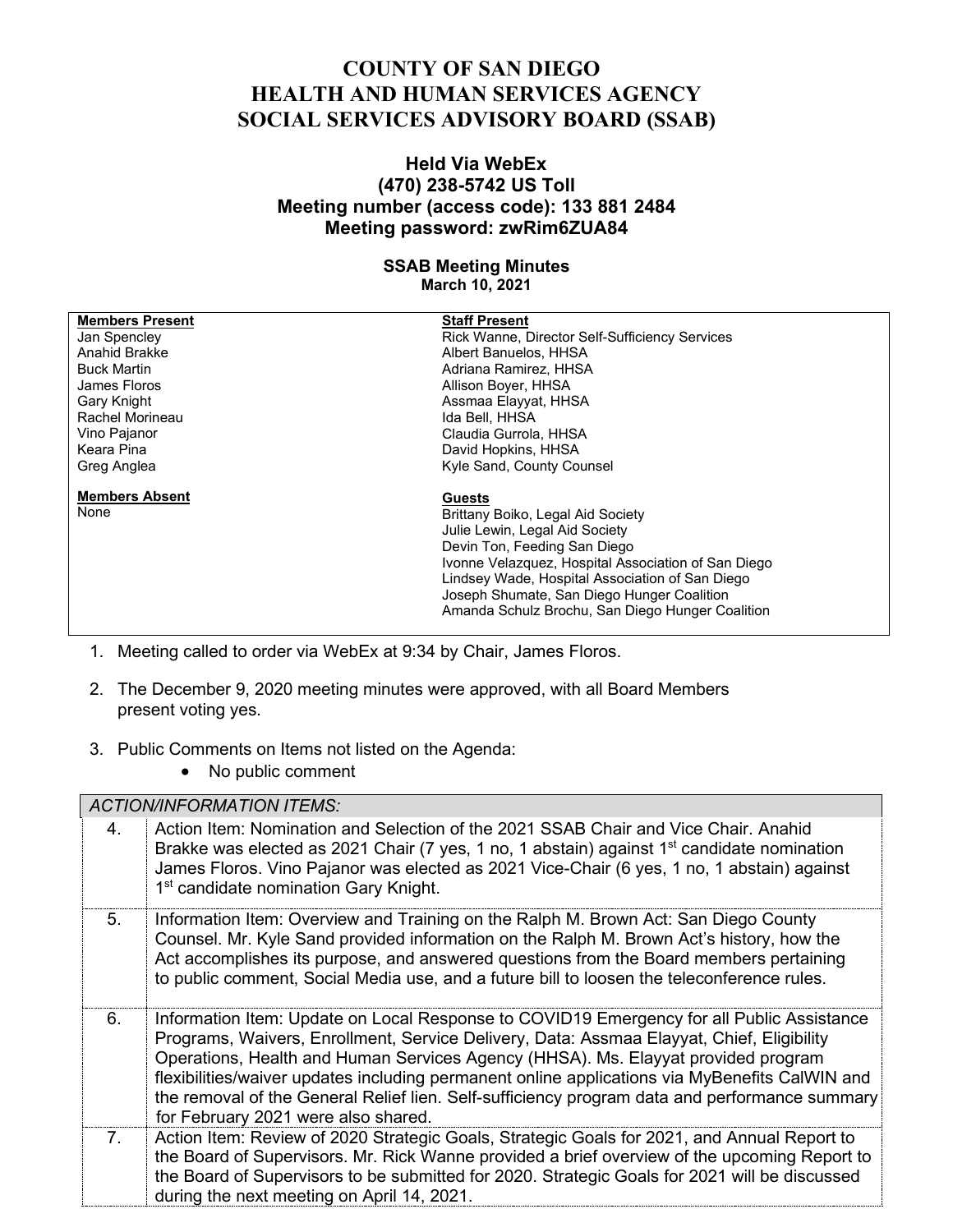# COUNTY OF SAN DIEGO
# HEALTH AND HUMAN SERVICES AGENCY
# SOCIAL SERVICES ADVISORY BOARD (SSAB)

### Held Via WebEx
### (470) 238-5742 US Toll
### Meeting number (access code): 133 881 2484
### Meeting password: zwRim6ZUA84

**SSAB Meeting Minutes**
**March 10, 2021**

| Members Present | Staff Present |
|---|---|
| Jan Spencley | Rick Wanne, Director Self-Sufficiency Services |
| Anahid Brakke | Albert Banuelos, HHSA |
| Buck Martin | Adriana Ramirez, HHSA |
| James Floros | Allison Boyer, HHSA |
| Gary Knight | Assmaa Elayyat, HHSA |
| Rachel Morineau | Ida Bell, HHSA |
| Vino Pajanor | Claudia Gurrola, HHSA |
| Keara Pina | David Hopkins, HHSA |
| Greg Anglea | Kyle Sand, County Counsel |
| **Members Absent** | **Guests** |
| None | Brittany Boiko, Legal Aid Society |
| | Julie Lewin, Legal Aid Society |
| | Devin Ton, Feeding San Diego |
| | Ivonne Velazquez, Hospital Association of San Diego |
| | Lindsey Wade, Hospital Association of San Diego |
| | Joseph Shumate, San Diego Hunger Coalition |
| | Amanda Schulz Brochu, San Diego Hunger Coalition |

1. Meeting called to order via WebEx at 9:34 by Chair, James Floros.
2. The December 9, 2020 meeting minutes were approved, with all Board Members present voting yes.
3. Public Comments on Items not listed on the Agenda:
   - No public comment

| *ACTION/INFORMATION ITEMS:* | |
|---|---|
| 4. | Action Item: Nomination and Selection of the 2021 SSAB Chair and Vice Chair. Anahid Brakke was elected as 2021 Chair (7 yes, 1 no, 1 abstain) against 1st candidate nomination James Floros. Vino Pajanor was elected as 2021 Vice-Chair (6 yes, 1 no, 1 abstain) against 1st candidate nomination Gary Knight. |
| 5. | Information Item: Overview and Training on the Ralph M. Brown Act: San Diego County Counsel. Mr. Kyle Sand provided information on the Ralph M. Brown Act's history, how the Act accomplishes its purpose, and answered questions from the Board members pertaining to public comment, Social Media use, and a future bill to loosen the teleconference rules. |
| 6. | Information Item: Update on Local Response to COVID19 Emergency for all Public Assistance Programs, Waivers, Enrollment, Service Delivery, Data: Assmaa Elayyat, Chief, Eligibility Operations, Health and Human Services Agency (HHSA). Ms. Elayyat provided program flexibilities/waiver updates including permanent online applications via MyBenefits CalWIN and the removal of the General Relief lien. Self-sufficiency program data and performance summary for February 2021 were also shared. |
| 7. | Action Item: Review of 2020 Strategic Goals, Strategic Goals for 2021, and Annual Report to the Board of Supervisors. Mr. Rick Wanne provided a brief overview of the upcoming Report to the Board of Supervisors to be submitted for 2020. Strategic Goals for 2021 will be discussed during the next meeting on April 14, 2021. |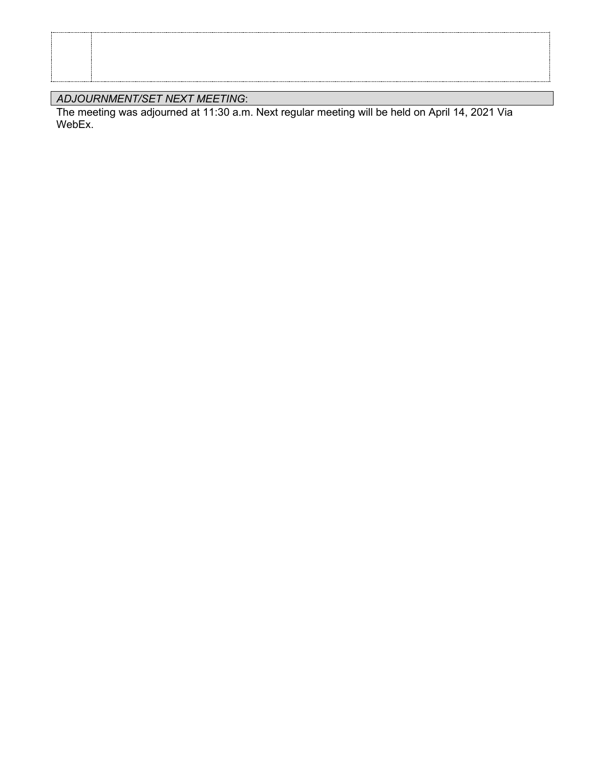| | |
|---|---|
| | |

*ADJOURNMENT/SET NEXT MEETING*:

The meeting was adjourned at 11:30 a.m. Next regular meeting will be held on April 14, 2021 Via WebEx.